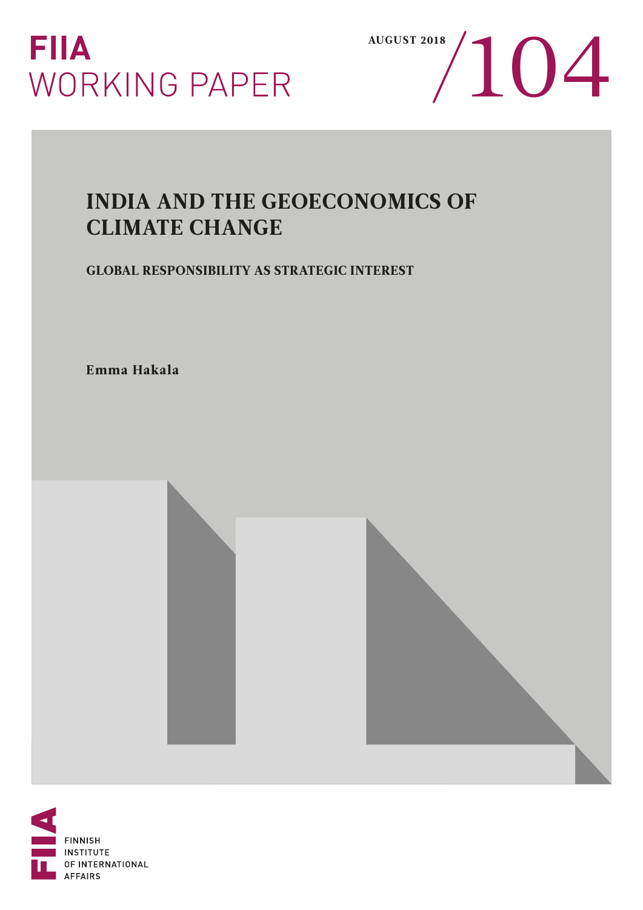FIIA
WORKING PAPER

AUGUST 2018 /104

# INDIA AND THE GEOECONOMICS OF CLIMATE CHANGE

## GLOBAL RESPONSIBILITY AS STRATEGIC INTEREST

**Emma Hakala**

FINNISH INSTITUTE OF INTERNATIONAL AFFAIRS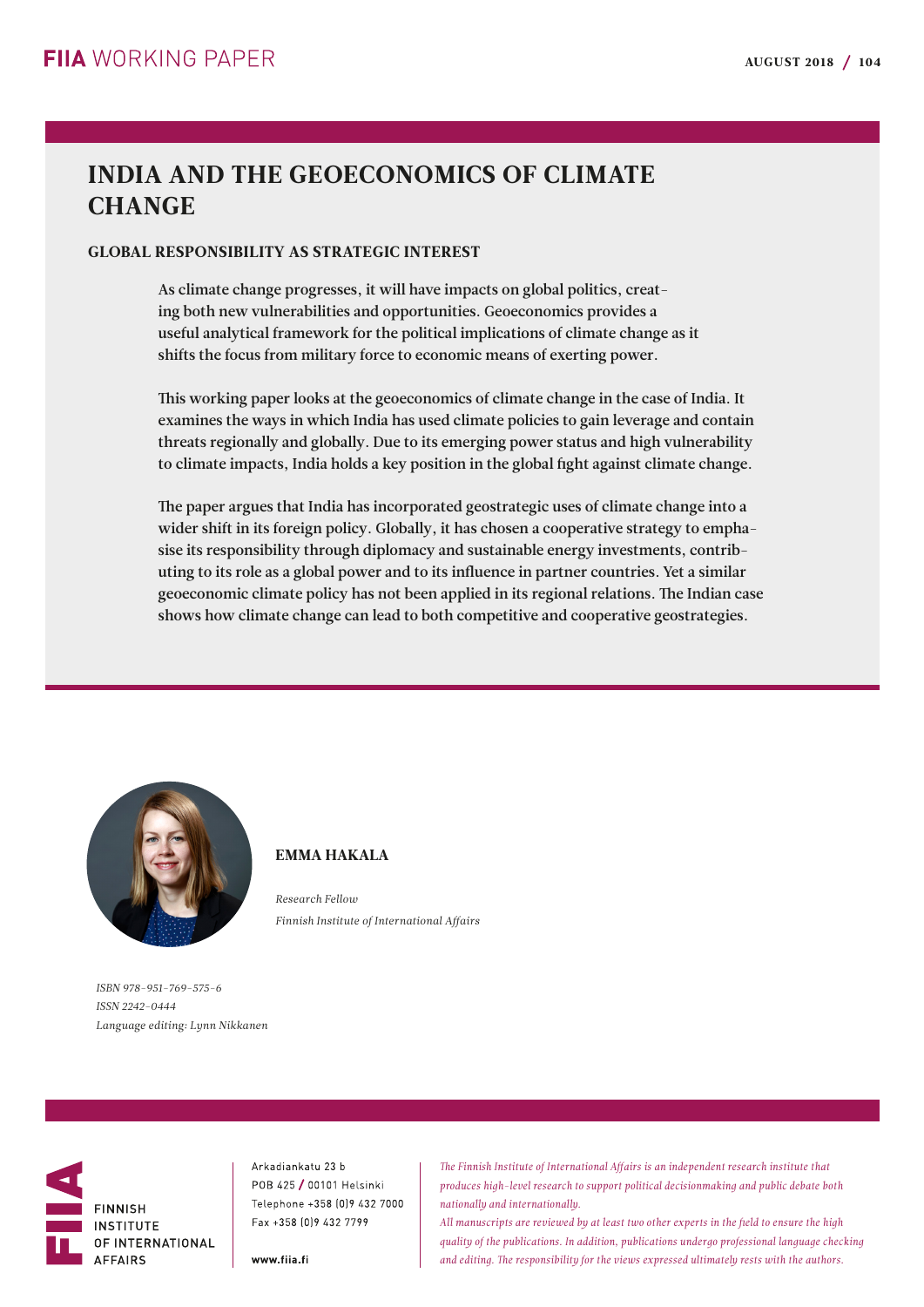# INDIA AND THE GEOECONOMICS OF CLIMATE CHANGE

## GLOBAL RESPONSIBILITY AS STRATEGIC INTEREST

**As climate change progresses, it will have impacts on global politics, creating both new vulnerabilities and opportunities. Geoeconomics provides a useful analytical framework for the political implications of climate change as it shifts the focus from military force to economic means of exerting power.**

**This working paper looks at the geoeconomics of climate change in the case of India. It examines the ways in which India has used climate policies to gain leverage and contain threats regionally and globally. Due to its emerging power status and high vulnerability to climate impacts, India holds a key position in the global fight against climate change.**

**The paper argues that India has incorporated geostrategic uses of climate change into a wider shift in its foreign policy. Globally, it has chosen a cooperative strategy to emphasise its responsibility through diplomacy and sustainable energy investments, contributing to its role as a global power and to its influence in partner countries. Yet a similar geoeconomic climate policy has not been applied in its regional relations. The Indian case shows how climate change can lead to both competitive and cooperative geostrategies.**

**EMMA HAKALA**

*Research Fellow*
*Finnish Institute of International Affairs*

*ISBN 978-951-769-575-6*
*ISSN 2242-0444*
*Language editing: Lynn Nikkanen*

FINNISH INSTITUTE OF INTERNATIONAL AFFAIRS

Arkadiankatu 23 b
POB 425 / 00101 Helsinki
Telephone +358 (0)9 432 7000
Fax +358 (0)9 432 7799

**www.fiia.fi**

*The Finnish Institute of International Affairs is an independent research institute that produces high-level research to support political decisionmaking and public debate both nationally and internationally.*
*All manuscripts are reviewed by at least two other experts in the field to ensure the high quality of the publications. In addition, publications undergo professional language checking and editing. The responsibility for the views expressed ultimately rests with the authors.*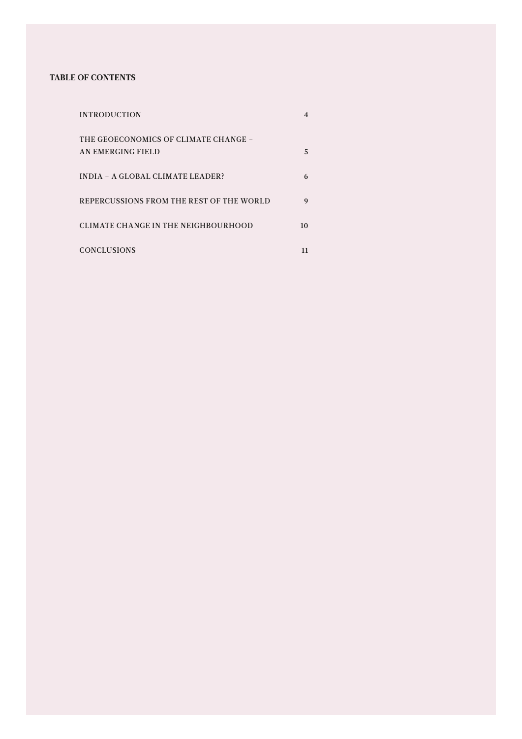## TABLE OF CONTENTS

| | |
|---|---|
| INTRODUCTION | 4 |
| THE GEOECONOMICS OF CLIMATE CHANGE – AN EMERGING FIELD | 5 |
| INDIA – A GLOBAL CLIMATE LEADER? | 6 |
| REPERCUSSIONS FROM THE REST OF THE WORLD | 9 |
| CLIMATE CHANGE IN THE NEIGHBOURHOOD | 10 |
| CONCLUSIONS | 11 |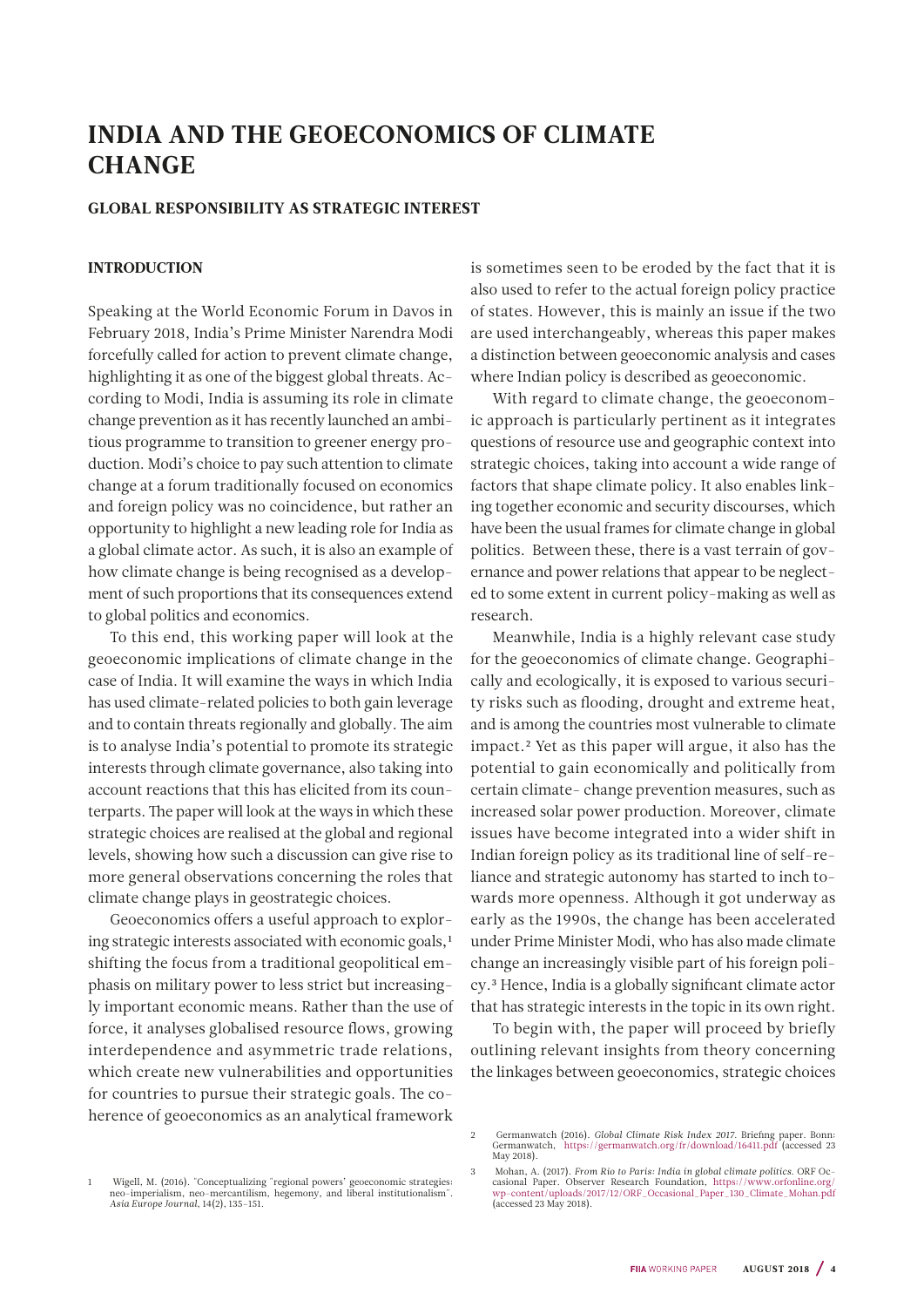# INDIA AND THE GEOECONOMICS OF CLIMATE CHANGE

## GLOBAL RESPONSIBILITY AS STRATEGIC INTEREST

### INTRODUCTION

Speaking at the World Economic Forum in Davos in February 2018, India's Prime Minister Narendra Modi forcefully called for action to prevent climate change, highlighting it as one of the biggest global threats. According to Modi, India is assuming its role in climate change prevention as it has recently launched an ambitious programme to transition to greener energy production. Modi's choice to pay such attention to climate change at a forum traditionally focused on economics and foreign policy was no coincidence, but rather an opportunity to highlight a new leading role for India as a global climate actor. As such, it is also an example of how climate change is being recognised as a development of such proportions that its consequences extend to global politics and economics.

To this end, this working paper will look at the geoeconomic implications of climate change in the case of India. It will examine the ways in which India has used climate-related policies to both gain leverage and to contain threats regionally and globally. The aim is to analyse India's potential to promote its strategic interests through climate governance, also taking into account reactions that this has elicited from its counterparts. The paper will look at the ways in which these strategic choices are realised at the global and regional levels, showing how such a discussion can give rise to more general observations concerning the roles that climate change plays in geostrategic choices.

Geoeconomics offers a useful approach to exploring strategic interests associated with economic goals,[1] shifting the focus from a traditional geopolitical emphasis on military power to less strict but increasingly important economic means. Rather than the use of force, it analyses globalised resource flows, growing interdependence and asymmetric trade relations, which create new vulnerabilities and opportunities for countries to pursue their strategic goals. The coherence of geoeconomics as an analytical framework is sometimes seen to be eroded by the fact that it is also used to refer to the actual foreign policy practice of states. However, this is mainly an issue if the two are used interchangeably, whereas this paper makes a distinction between geoeconomic analysis and cases where Indian policy is described as geoeconomic.

With regard to climate change, the geoeconomic approach is particularly pertinent as it integrates questions of resource use and geographic context into strategic choices, taking into account a wide range of factors that shape climate policy. It also enables linking together economic and security discourses, which have been the usual frames for climate change in global politics. Between these, there is a vast terrain of governance and power relations that appear to be neglected to some extent in current policy-making as well as research.

Meanwhile, India is a highly relevant case study for the geoeconomics of climate change. Geographically and ecologically, it is exposed to various security risks such as flooding, drought and extreme heat, and is among the countries most vulnerable to climate impact.[2] Yet as this paper will argue, it also has the potential to gain economically and politically from certain climate- change prevention measures, such as increased solar power production. Moreover, climate issues have become integrated into a wider shift in Indian foreign policy as its traditional line of self-reliance and strategic autonomy has started to inch towards more openness. Although it got underway as early as the 1990s, the change has been accelerated under Prime Minister Modi, who has also made climate change an increasingly visible part of his foreign policy.[3] Hence, India is a globally significant climate actor that has strategic interests in the topic in its own right.

To begin with, the paper will proceed by briefly outlining relevant insights from theory concerning the linkages between geoeconomics, strategic choices

---

1 Wigell, M. (2016). "Conceptualizing "regional powers' geoeconomic strategies: neo-imperialism, neo-mercantilism, hegemony, and liberal institutionalism". *Asia Europe Journal*, 14(2), 135–151.

2 Germanwatch (2016). *Global Climate Risk Index 2017*. Briefing paper. Bonn: Germanwatch, https://germanwatch.org/fr/download/16411.pdf (accessed 23 May 2018).

3 Mohan, A. (2017). *From Rio to Paris: India in global climate politics*. ORF Occasional Paper. Observer Research Foundation, https://www.orfonline.org/wp-content/uploads/2017/12/ORF_Occasional_Paper_130_Climate_Mohan.pdf (accessed 23 May 2018).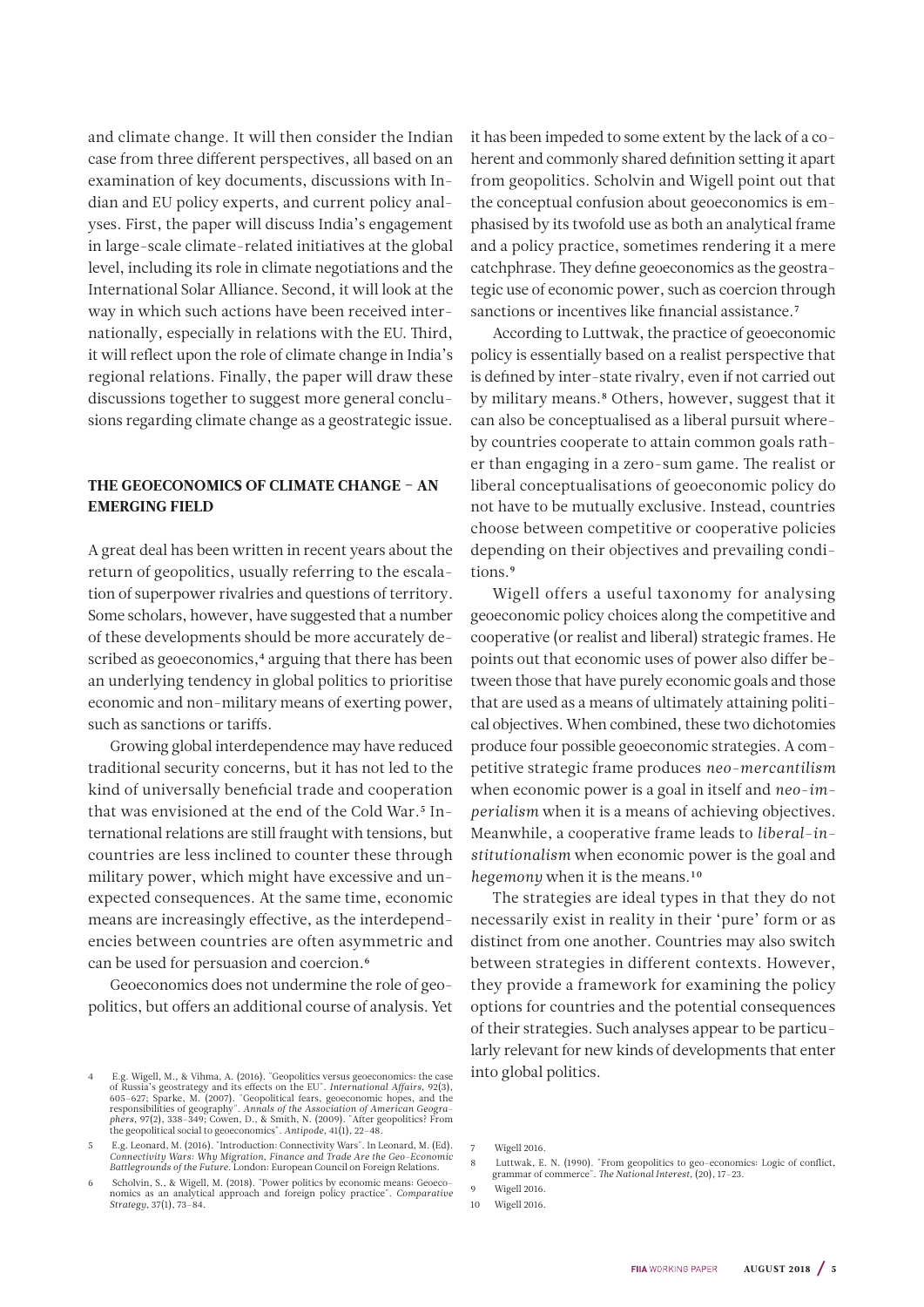and climate change. It will then consider the Indian case from three different perspectives, all based on an examination of key documents, discussions with Indian and EU policy experts, and current policy analyses. First, the paper will discuss India's engagement in large-scale climate-related initiatives at the global level, including its role in climate negotiations and the International Solar Alliance. Second, it will look at the way in which such actions have been received internationally, especially in relations with the EU. Third, it will reflect upon the role of climate change in India's regional relations. Finally, the paper will draw these discussions together to suggest more general conclusions regarding climate change as a geostrategic issue.

## THE GEOECONOMICS OF CLIMATE CHANGE – AN EMERGING FIELD

A great deal has been written in recent years about the return of geopolitics, usually referring to the escalation of superpower rivalries and questions of territory. Some scholars, however, have suggested that a number of these developments should be more accurately described as geoeconomics,[4] arguing that there has been an underlying tendency in global politics to prioritise economic and non-military means of exerting power, such as sanctions or tariffs.

Growing global interdependence may have reduced traditional security concerns, but it has not led to the kind of universally beneficial trade and cooperation that was envisioned at the end of the Cold War.[5] International relations are still fraught with tensions, but countries are less inclined to counter these through military power, which might have excessive and unexpected consequences. At the same time, economic means are increasingly effective, as the interdependencies between countries are often asymmetric and can be used for persuasion and coercion.[6]

Geoeconomics does not undermine the role of geopolitics, but offers an additional course of analysis. Yet it has been impeded to some extent by the lack of a coherent and commonly shared definition setting it apart from geopolitics. Scholvin and Wigell point out that the conceptual confusion about geoeconomics is emphasised by its twofold use as both an analytical frame and a policy practice, sometimes rendering it a mere catchphrase. They define geoeconomics as the geostrategic use of economic power, such as coercion through sanctions or incentives like financial assistance.[7]

According to Luttwak, the practice of geoeconomic policy is essentially based on a realist perspective that is defined by inter-state rivalry, even if not carried out by military means.[8] Others, however, suggest that it can also be conceptualised as a liberal pursuit whereby countries cooperate to attain common goals rather than engaging in a zero-sum game. The realist or liberal conceptualisations of geoeconomic policy do not have to be mutually exclusive. Instead, countries choose between competitive or cooperative policies depending on their objectives and prevailing conditions.[9]

Wigell offers a useful taxonomy for analysing geoeconomic policy choices along the competitive and cooperative (or realist and liberal) strategic frames. He points out that economic uses of power also differ between those that have purely economic goals and those that are used as a means of ultimately attaining political objectives. When combined, these two dichotomies produce four possible geoeconomic strategies. A competitive strategic frame produces *neo-mercantilism* when economic power is a goal in itself and *neo-imperialism* when it is a means of achieving objectives. Meanwhile, a cooperative frame leads to *liberal-institutionalism* when economic power is the goal and *hegemony* when it is the means.[10]

The strategies are ideal types in that they do not necessarily exist in reality in their 'pure' form or as distinct from one another. Countries may also switch between strategies in different contexts. However, they provide a framework for examining the policy options for countries and the potential consequences of their strategies. Such analyses appear to be particularly relevant for new kinds of developments that enter into global politics.

---

4 E.g. Wigell, M., & Vihma, A. (2016). "Geopolitics versus geoeconomics: the case of Russia's geostrategy and its effects on the EU". *International Affairs*, 92(3), 605–627; Sparke, M. (2007). "Geopolitical fears, geoeconomic hopes, and the responsibilities of geography". *Annals of the Association of American Geographers*, 97(2), 338–349; Cowen, D., & Smith, N. (2009). "After geopolitics? From the geopolitical social to geoeconomics". *Antipode*, 41(1), 22–48.

5 E.g. Leonard, M. (2016). "Introduction: Connectivity Wars". In Leonard, M. (Ed). *Connectivity Wars: Why Migration, Finance and Trade Are the Geo-Economic Battlegrounds of the Future*. London: European Council on Foreign Relations.

6 Scholvin, S., & Wigell, M. (2018). "Power politics by economic means: Geoeconomics as an analytical approach and foreign policy practice". *Comparative Strategy*, 37(1), 73–84.

7 Wigell 2016.

8 Luttwak, E. N. (1990). "From geopolitics to geo-economics: Logic of conflict, grammar of commerce". *The National Interest*, (20), 17–23.

9 Wigell 2016.

10 Wigell 2016.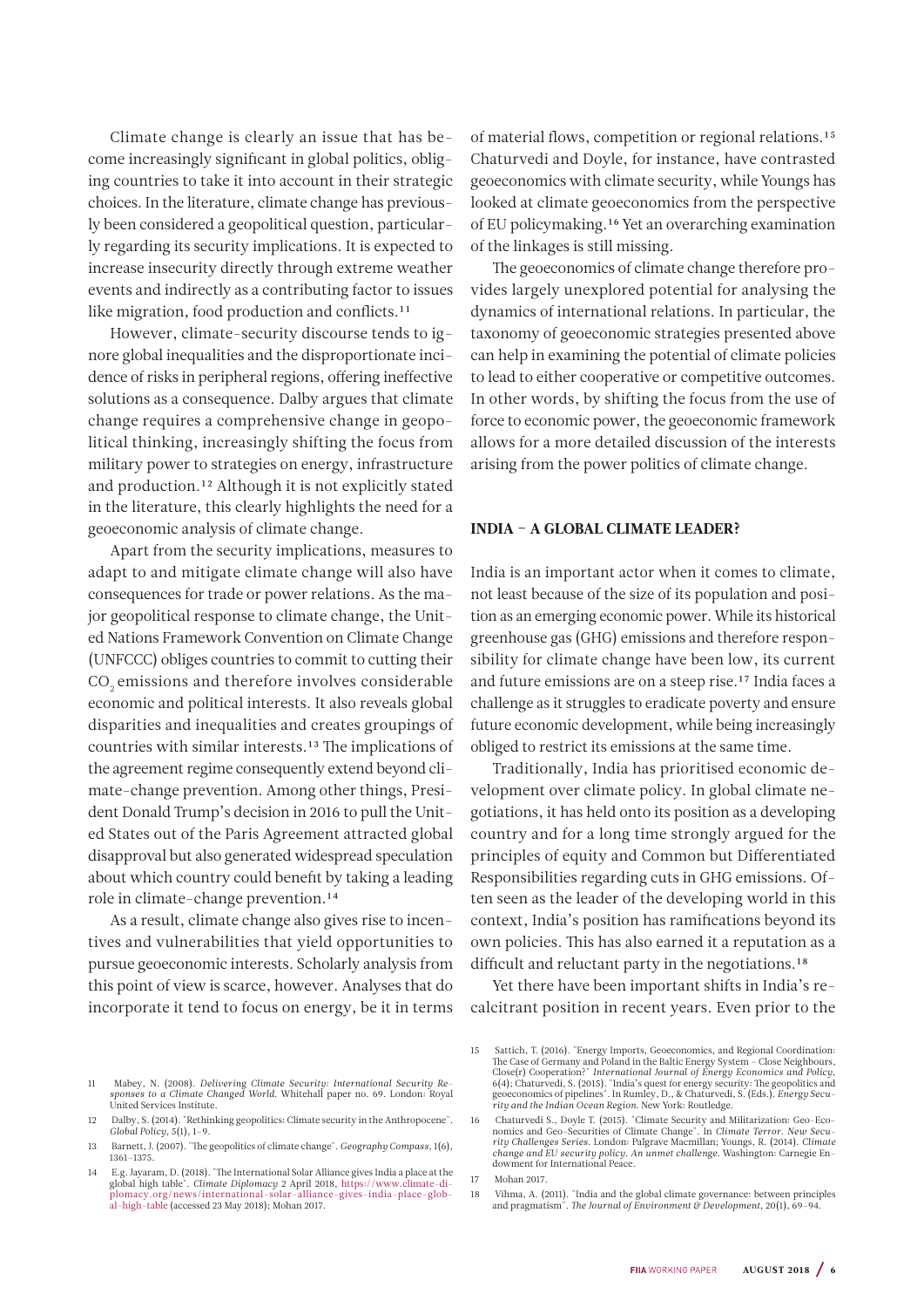Climate change is clearly an issue that has become increasingly significant in global politics, obliging countries to take it into account in their strategic choices. In the literature, climate change has previously been considered a geopolitical question, particularly regarding its security implications. It is expected to increase insecurity directly through extreme weather events and indirectly as a contributing factor to issues like migration, food production and conflicts.[11]

However, climate-security discourse tends to ignore global inequalities and the disproportionate incidence of risks in peripheral regions, offering ineffective solutions as a consequence. Dalby argues that climate change requires a comprehensive change in geopolitical thinking, increasingly shifting the focus from military power to strategies on energy, infrastructure and production.[12] Although it is not explicitly stated in the literature, this clearly highlights the need for a geoeconomic analysis of climate change.

Apart from the security implications, measures to adapt to and mitigate climate change will also have consequences for trade or power relations. As the major geopolitical response to climate change, the United Nations Framework Convention on Climate Change (UNFCCC) obliges countries to commit to cutting their $CO_2$ emissions and therefore involves considerable economic and political interests. It also reveals global disparities and inequalities and creates groupings of countries with similar interests.[13] The implications of the agreement regime consequently extend beyond climate-change prevention. Among other things, President Donald Trump's decision in 2016 to pull the United States out of the Paris Agreement attracted global disapproval but also generated widespread speculation about which country could benefit by taking a leading role in climate-change prevention.[14]

As a result, climate change also gives rise to incentives and vulnerabilities that yield opportunities to pursue geoeconomic interests. Scholarly analysis from this point of view is scarce, however. Analyses that do incorporate it tend to focus on energy, be it in terms of material flows, competition or regional relations.[15] Chaturvedi and Doyle, for instance, have contrasted geoeconomics with climate security, while Youngs has looked at climate geoeconomics from the perspective of EU policymaking.[16] Yet an overarching examination of the linkages is still missing.

The geoeconomics of climate change therefore provides largely unexplored potential for analysing the dynamics of international relations. In particular, the taxonomy of geoeconomic strategies presented above can help in examining the potential of climate policies to lead to either cooperative or competitive outcomes. In other words, by shifting the focus from the use of force to economic power, the geoeconomic framework allows for a more detailed discussion of the interests arising from the power politics of climate change.

## INDIA – A GLOBAL CLIMATE LEADER?

India is an important actor when it comes to climate, not least because of the size of its population and position as an emerging economic power. While its historical greenhouse gas (GHG) emissions and therefore responsibility for climate change have been low, its current and future emissions are on a steep rise.[17] India faces a challenge as it struggles to eradicate poverty and ensure future economic development, while being increasingly obliged to restrict its emissions at the same time.

Traditionally, India has prioritised economic development over climate policy. In global climate negotiations, it has held onto its position as a developing country and for a long time strongly argued for the principles of equity and Common but Differentiated Responsibilities regarding cuts in GHG emissions. Often seen as the leader of the developing world in this context, India's position has ramifications beyond its own policies. This has also earned it a reputation as a difficult and reluctant party in the negotiations.[18]

Yet there have been important shifts in India's recalcitrant position in recent years. Even prior to the

---

11 Mabey, N. (2008). *Delivering Climate Security: International Security Responses to a Climate Changed World*. Whitehall paper no. 69. London: Royal United Services Institute.

12 Dalby, S. (2014). "Rethinking geopolitics: Climate security in the Anthropocene". *Global Policy*, 5(1), 1–9.

13 Barnett, J. (2007). "The geopolitics of climate change". *Geography Compass*, 1(6), 1361–1375.

14 E.g. Jayaram, D. (2018). "The International Solar Alliance gives India a place at the global high table". *Climate Diplomacy* 2 April 2018, https://www.climate-diplomacy.org/news/international-solar-alliance-gives-india-place-global-high-table (accessed 23 May 2018); Mohan 2017.

15 Sattich, T. (2016). "Energy Imports, Geoeconomics, and Regional Coordination: The Case of Germany and Poland in the Baltic Energy System – Close Neighbours, Close(r) Cooperation?" *International Journal of Energy Economics and Policy*, 6(4); Chaturvedi, S. (2015). "India's quest for energy security: The geopolitics and geoeconomics of pipelines". In Rumley, D., & Chaturvedi, S. (Eds.). *Energy Security and the Indian Ocean Region*. New York: Routledge.

16 Chaturvedi S., Doyle T. (2015). "Climate Security and Militarization: Geo-Economics and Geo-Securities of Climate Change". In *Climate Terror. New Security Challenges Series*. London: Palgrave Macmillan; Youngs, R. (2014). *Climate change and EU security policy. An unmet challenge*. Washington: Carnegie Endowment for International Peace.

17 Mohan 2017.

18 Vihma, A. (2011). "India and the global climate governance: between principles and pragmatism". *The Journal of Environment & Development*, 20(1), 69–94.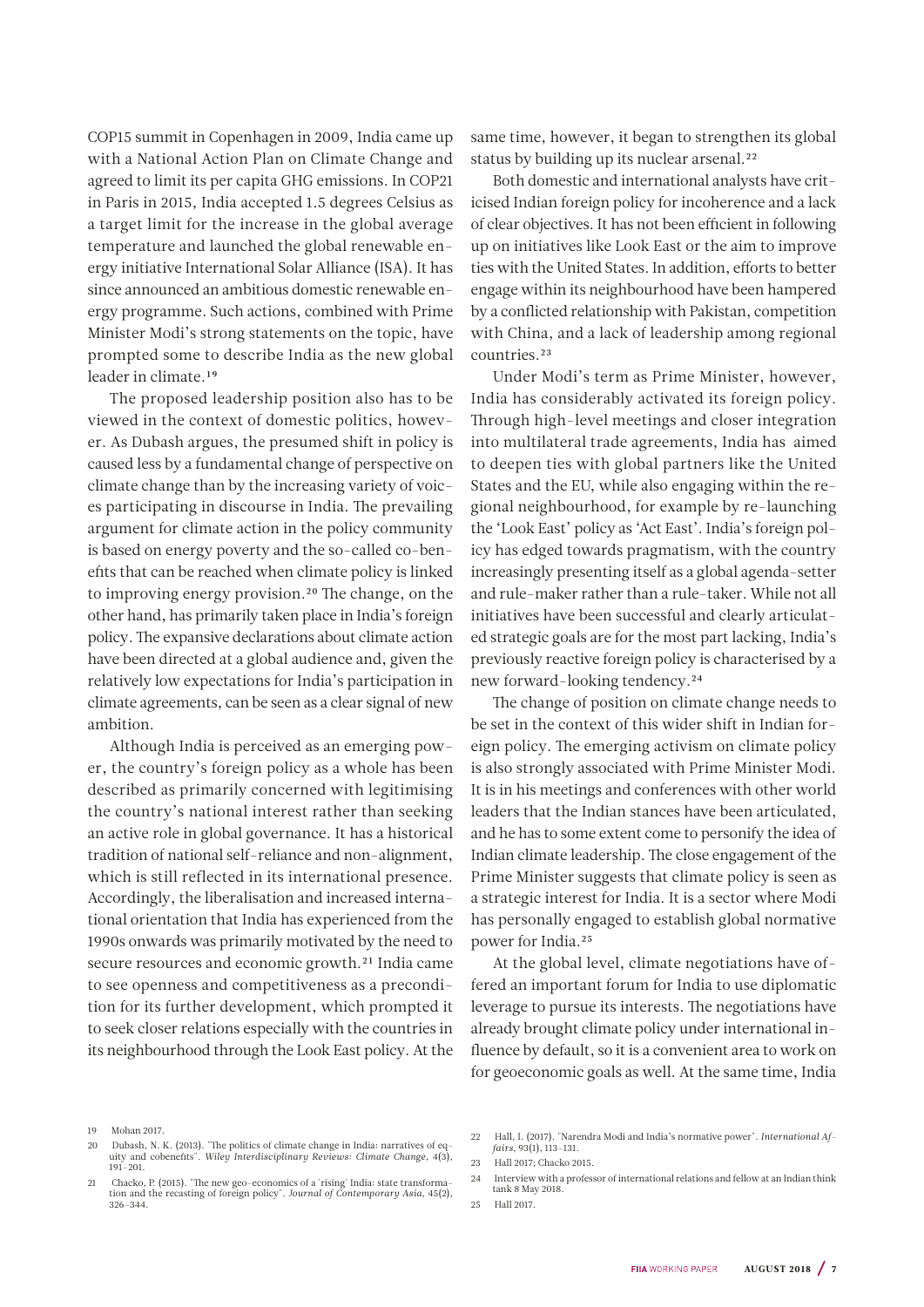COP15 summit in Copenhagen in 2009, India came up with a National Action Plan on Climate Change and agreed to limit its per capita GHG emissions. In COP21 in Paris in 2015, India accepted 1.5 degrees Celsius as a target limit for the increase in the global average temperature and launched the global renewable energy initiative International Solar Alliance (ISA). It has since announced an ambitious domestic renewable energy programme. Such actions, combined with Prime Minister Modi's strong statements on the topic, have prompted some to describe India as the new global leader in climate.[19]

The proposed leadership position also has to be viewed in the context of domestic politics, however. As Dubash argues, the presumed shift in policy is caused less by a fundamental change of perspective on climate change than by the increasing variety of voices participating in discourse in India. The prevailing argument for climate action in the policy community is based on energy poverty and the so-called co-benefits that can be reached when climate policy is linked to improving energy provision.[20] The change, on the other hand, has primarily taken place in India's foreign policy. The expansive declarations about climate action have been directed at a global audience and, given the relatively low expectations for India's participation in climate agreements, can be seen as a clear signal of new ambition.

Although India is perceived as an emerging power, the country's foreign policy as a whole has been described as primarily concerned with legitimising the country's national interest rather than seeking an active role in global governance. It has a historical tradition of national self-reliance and non-alignment, which is still reflected in its international presence. Accordingly, the liberalisation and increased international orientation that India has experienced from the 1990s onwards was primarily motivated by the need to secure resources and economic growth.[21] India came to see openness and competitiveness as a precondition for its further development, which prompted it to seek closer relations especially with the countries in its neighbourhood through the Look East policy. At the same time, however, it began to strengthen its global status by building up its nuclear arsenal.[22]

Both domestic and international analysts have criticised Indian foreign policy for incoherence and a lack of clear objectives. It has not been efficient in following up on initiatives like Look East or the aim to improve ties with the United States. In addition, efforts to better engage within its neighbourhood have been hampered by a conflicted relationship with Pakistan, competition with China, and a lack of leadership among regional countries.[23]

Under Modi's term as Prime Minister, however, India has considerably activated its foreign policy. Through high-level meetings and closer integration into multilateral trade agreements, India has aimed to deepen ties with global partners like the United States and the EU, while also engaging within the regional neighbourhood, for example by re-launching the 'Look East' policy as 'Act East'. India's foreign policy has edged towards pragmatism, with the country increasingly presenting itself as a global agenda-setter and rule-maker rather than a rule-taker. While not all initiatives have been successful and clearly articulated strategic goals are for the most part lacking, India's previously reactive foreign policy is characterised by a new forward-looking tendency.[24]

The change of position on climate change needs to be set in the context of this wider shift in Indian foreign policy. The emerging activism on climate policy is also strongly associated with Prime Minister Modi. It is in his meetings and conferences with other world leaders that the Indian stances have been articulated, and he has to some extent come to personify the idea of Indian climate leadership. The close engagement of the Prime Minister suggests that climate policy is seen as a strategic interest for India. It is a sector where Modi has personally engaged to establish global normative power for India.[25]

At the global level, climate negotiations have offered an important forum for India to use diplomatic leverage to pursue its interests. The negotiations have already brought climate policy under international influence by default, so it is a convenient area to work on for geoeconomic goals as well. At the same time, India

---

19 Mohan 2017.

20 Dubash, N. K. (2013). "The politics of climate change in India: narratives of equity and cobenefits". *Wiley Interdisciplinary Reviews: Climate Change*, 4(3), 191–201.

21 Chacko, P. (2015). "The new geo-economics of a 'rising' India: state transformation and the recasting of foreign policy". *Journal of Contemporary Asia*, 45(2), 326–344.

22 Hall, I. (2017). "Narendra Modi and India's normative power". *International Affairs*, 93(1), 113–131.

23 Hall 2017; Chacko 2015.

24 Interview with a professor of international relations and fellow at an Indian think tank 8 May 2018.

25 Hall 2017.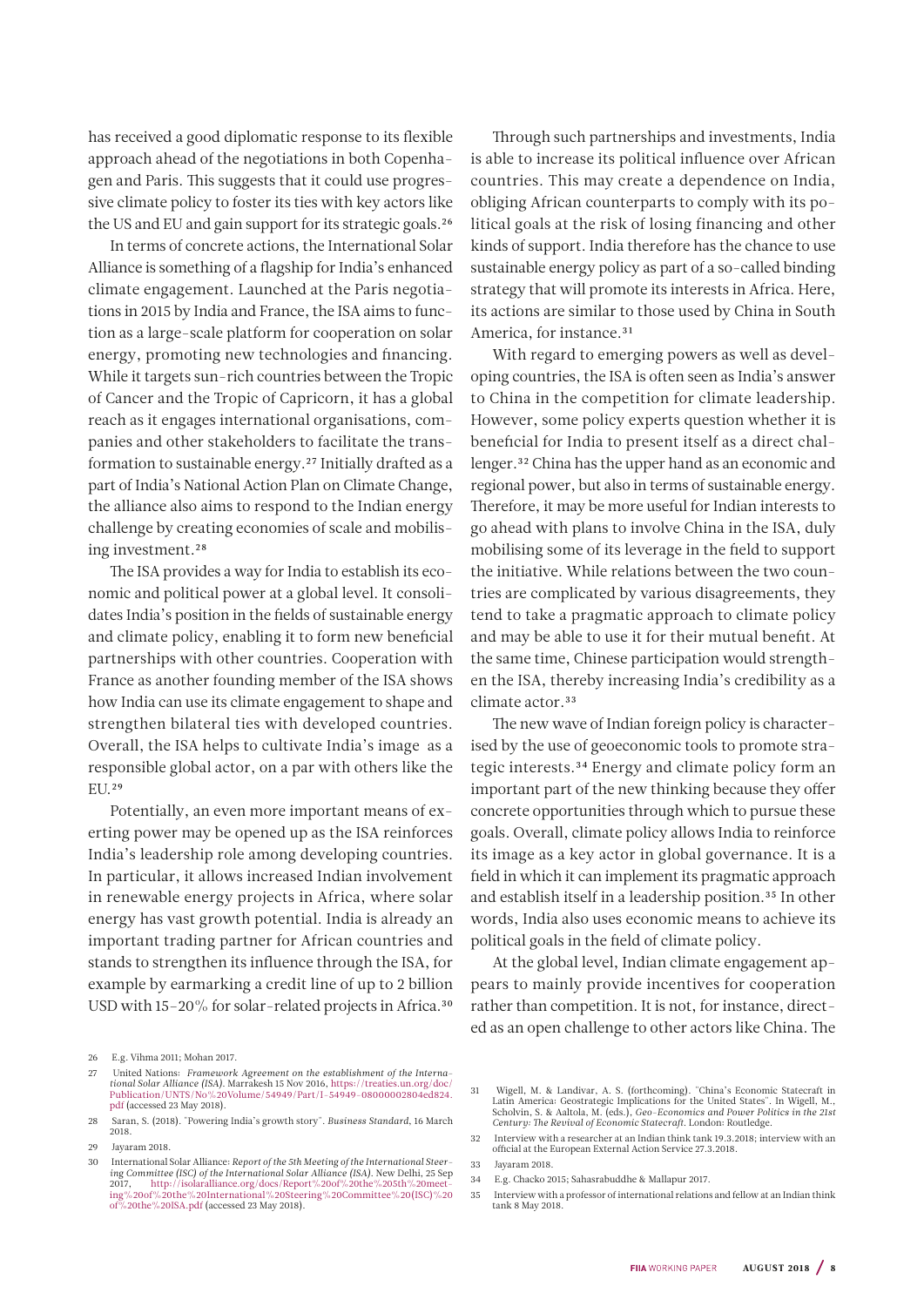has received a good diplomatic response to its flexible approach ahead of the negotiations in both Copenhagen and Paris. This suggests that it could use progressive climate policy to foster its ties with key actors like the US and EU and gain support for its strategic goals.[26]

In terms of concrete actions, the International Solar Alliance is something of a flagship for India's enhanced climate engagement. Launched at the Paris negotiations in 2015 by India and France, the ISA aims to function as a large-scale platform for cooperation on solar energy, promoting new technologies and financing. While it targets sun-rich countries between the Tropic of Cancer and the Tropic of Capricorn, it has a global reach as it engages international organisations, companies and other stakeholders to facilitate the transformation to sustainable energy.[27] Initially drafted as a part of India's National Action Plan on Climate Change, the alliance also aims to respond to the Indian energy challenge by creating economies of scale and mobilising investment.[28]

The ISA provides a way for India to establish its economic and political power at a global level. It consolidates India's position in the fields of sustainable energy and climate policy, enabling it to form new beneficial partnerships with other countries. Cooperation with France as another founding member of the ISA shows how India can use its climate engagement to shape and strengthen bilateral ties with developed countries. Overall, the ISA helps to cultivate India's image as a responsible global actor, on a par with others like the EU.[29]

Potentially, an even more important means of exerting power may be opened up as the ISA reinforces India's leadership role among developing countries. In particular, it allows increased Indian involvement in renewable energy projects in Africa, where solar energy has vast growth potential. India is already an important trading partner for African countries and stands to strengthen its influence through the ISA, for example by earmarking a credit line of up to 2 billion USD with 15–20% for solar-related projects in Africa.[30]

Through such partnerships and investments, India is able to increase its political influence over African countries. This may create a dependence on India, obliging African counterparts to comply with its political goals at the risk of losing financing and other kinds of support. India therefore has the chance to use sustainable energy policy as part of a so-called binding strategy that will promote its interests in Africa. Here, its actions are similar to those used by China in South America, for instance.[31]

With regard to emerging powers as well as developing countries, the ISA is often seen as India's answer to China in the competition for climate leadership. However, some policy experts question whether it is beneficial for India to present itself as a direct challenger.[32] China has the upper hand as an economic and regional power, but also in terms of sustainable energy. Therefore, it may be more useful for Indian interests to go ahead with plans to involve China in the ISA, duly mobilising some of its leverage in the field to support the initiative. While relations between the two countries are complicated by various disagreements, they tend to take a pragmatic approach to climate policy and may be able to use it for their mutual benefit. At the same time, Chinese participation would strengthen the ISA, thereby increasing India's credibility as a climate actor.[33]

The new wave of Indian foreign policy is characterised by the use of geoeconomic tools to promote strategic interests.[34] Energy and climate policy form an important part of the new thinking because they offer concrete opportunities through which to pursue these goals. Overall, climate policy allows India to reinforce its image as a key actor in global governance. It is a field in which it can implement its pragmatic approach and establish itself in a leadership position.[35] In other words, India also uses economic means to achieve its political goals in the field of climate policy.

At the global level, Indian climate engagement appears to mainly provide incentives for cooperation rather than competition. It is not, for instance, directed as an open challenge to other actors like China. The

---

26 E.g. Vihma 2011; Mohan 2017.

27 United Nations: *Framework Agreement on the establishment of the International Solar Alliance (ISA)*. Marrakesh 15 Nov 2016, https://treaties.un.org/doc/Publication/UNTS/No%20Volume/54949/Part/I-54949-08000002804ed824.pdf (accessed 23 May 2018).

28 Saran, S. (2018). "Powering India's growth story". *Business Standard*, 16 March 2018.

29 Jayaram 2018.

30 International Solar Alliance: *Report of the 5th Meeting of the International Steering Committee (ISC) of the International Solar Alliance (ISA)*. New Delhi, 25 Sep 2017, http://isolaralliance.org/docs/Report%20of%20the%205th%20meeting%20of%20the%20International%20Steering%20Committee%20(ISC)%20of%20the%20ISA.pdf (accessed 23 May 2018).

31 Wigell, M. & Landivar, A. S. (forthcoming). "China's Economic Statecraft in Latin America: Geostrategic Implications for the United States". In Wigell, M., Scholvin, S. & Aaltola, M. (eds.), *Geo-Economics and Power Politics in the 21st Century: The Revival of Economic Statecraft*. London: Routledge.

32 Interview with a researcher at an Indian think tank 19.3.2018; interview with an official at the European External Action Service 27.3.2018.

33 Jayaram 2018.

34 E.g. Chacko 2015; Sahasrabuddhe & Mallapur 2017.

35 Interview with a professor of international relations and fellow at an Indian think tank 8 May 2018.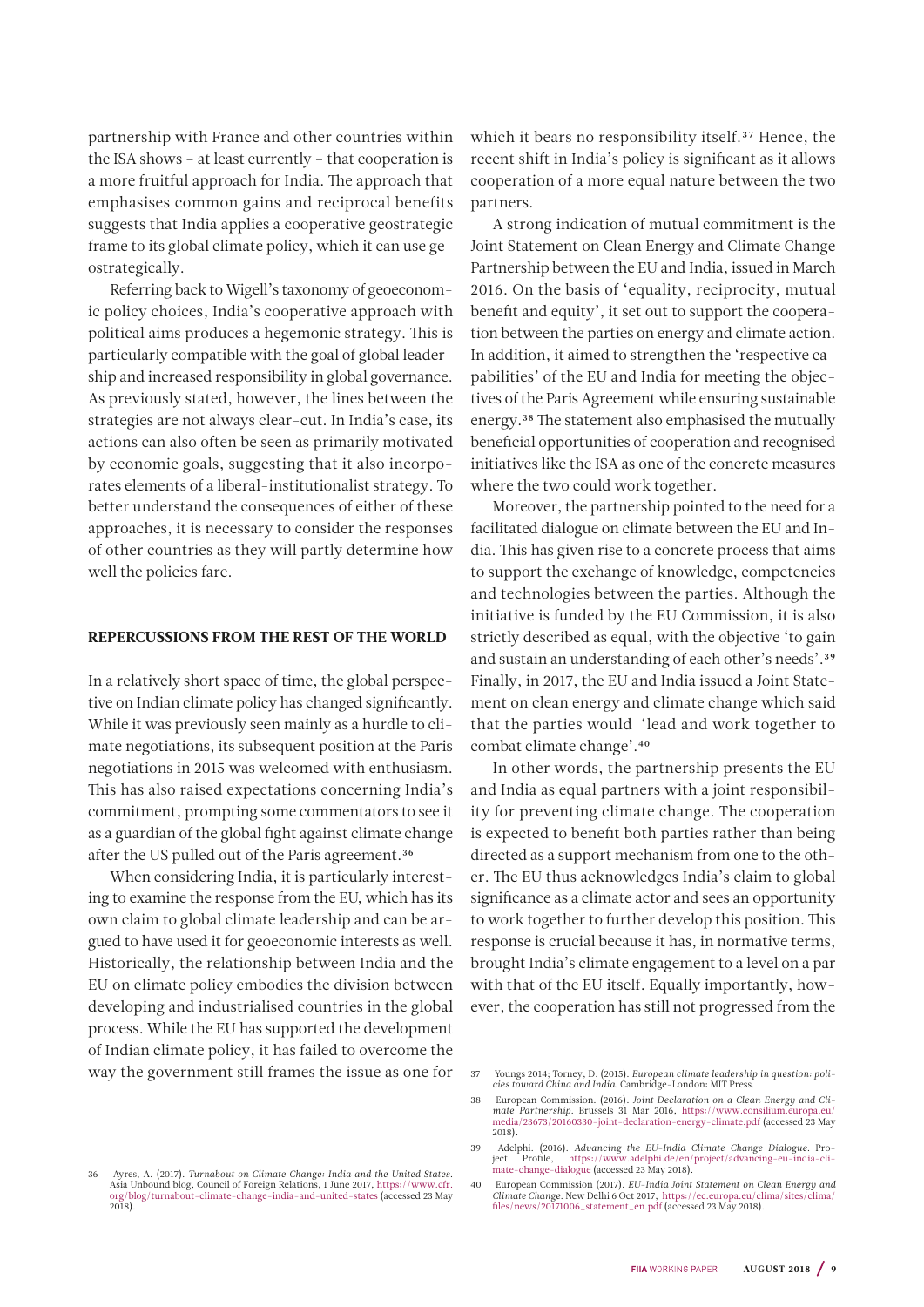partnership with France and other countries within the ISA shows – at least currently – that cooperation is a more fruitful approach for India. The approach that emphasises common gains and reciprocal benefits suggests that India applies a cooperative geostrategic frame to its global climate policy, which it can use geostrategically.

Referring back to Wigell's taxonomy of geoeconomic policy choices, India's cooperative approach with political aims produces a hegemonic strategy. This is particularly compatible with the goal of global leadership and increased responsibility in global governance. As previously stated, however, the lines between the strategies are not always clear-cut. In India's case, its actions can also often be seen as primarily motivated by economic goals, suggesting that it also incorporates elements of a liberal-institutionalist strategy. To better understand the consequences of either of these approaches, it is necessary to consider the responses of other countries as they will partly determine how well the policies fare.

## REPERCUSSIONS FROM THE REST OF THE WORLD

In a relatively short space of time, the global perspective on Indian climate policy has changed significantly. While it was previously seen mainly as a hurdle to climate negotiations, its subsequent position at the Paris negotiations in 2015 was welcomed with enthusiasm. This has also raised expectations concerning India's commitment, prompting some commentators to see it as a guardian of the global fight against climate change after the US pulled out of the Paris agreement.[36]

When considering India, it is particularly interesting to examine the response from the EU, which has its own claim to global climate leadership and can be argued to have used it for geoeconomic interests as well. Historically, the relationship between India and the EU on climate policy embodies the division between developing and industrialised countries in the global process. While the EU has supported the development of Indian climate policy, it has failed to overcome the way the government still frames the issue as one for which it bears no responsibility itself.[37] Hence, the recent shift in India's policy is significant as it allows cooperation of a more equal nature between the two partners.

A strong indication of mutual commitment is the Joint Statement on Clean Energy and Climate Change Partnership between the EU and India, issued in March 2016. On the basis of 'equality, reciprocity, mutual benefit and equity', it set out to support the cooperation between the parties on energy and climate action. In addition, it aimed to strengthen the 'respective capabilities' of the EU and India for meeting the objectives of the Paris Agreement while ensuring sustainable energy.[38] The statement also emphasised the mutually beneficial opportunities of cooperation and recognised initiatives like the ISA as one of the concrete measures where the two could work together.

Moreover, the partnership pointed to the need for a facilitated dialogue on climate between the EU and India. This has given rise to a concrete process that aims to support the exchange of knowledge, competencies and technologies between the parties. Although the initiative is funded by the EU Commission, it is also strictly described as equal, with the objective 'to gain and sustain an understanding of each other's needs'.[39] Finally, in 2017, the EU and India issued a Joint Statement on clean energy and climate change which said that the parties would 'lead and work together to combat climate change'.[40]

In other words, the partnership presents the EU and India as equal partners with a joint responsibility for preventing climate change. The cooperation is expected to benefit both parties rather than being directed as a support mechanism from one to the other. The EU thus acknowledges India's claim to global significance as a climate actor and sees an opportunity to work together to further develop this position. This response is crucial because it has, in normative terms, brought India's climate engagement to a level on a par with that of the EU itself. Equally importantly, however, the cooperation has still not progressed from the

---

36 Ayres, A. (2017). *Turnabout on Climate Change: India and the United States*. Asia Unbound blog, Council of Foreign Relations, 1 June 2017, https://www.cfr.org/blog/turnabout-climate-change-india-and-united-states (accessed 23 May 2018).

37 Youngs 2014; Torney, D. (2015). *European climate leadership in question: policies toward China and India*. Cambridge–London: MIT Press.

38 European Commission. (2016). *Joint Declaration on a Clean Energy and Climate Partnership*. Brussels 31 Mar 2016, https://www.consilium.europa.eu/media/23673/20160330-joint-declaration-energy-climate.pdf (accessed 23 May 2018).

39 Adelphi. (2016). *Advancing the EU-India Climate Change Dialogue*. Project Profile, https://www.adelphi.de/en/project/advancing-eu-india-climate-change-dialogue (accessed 23 May 2018).

40 European Commission (2017). *EU-India Joint Statement on Clean Energy and Climate Change*. New Delhi 6 Oct 2017, https://ec.europa.eu/clima/sites/clima/files/news/20171006_statement_en.pdf (accessed 23 May 2018).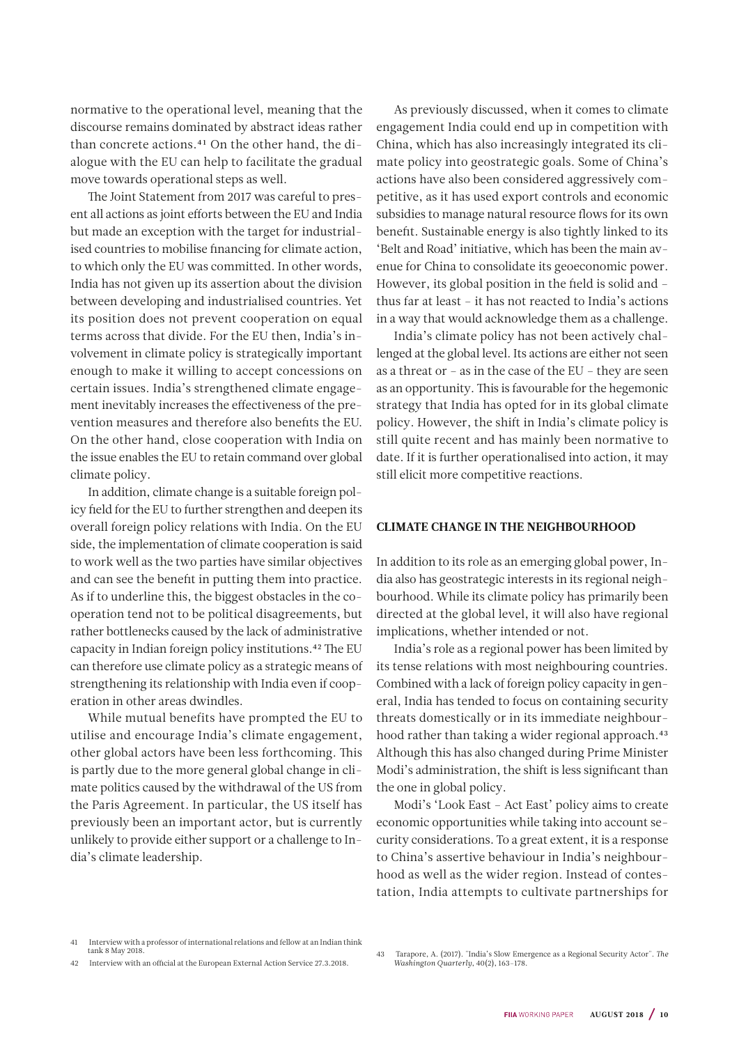normative to the operational level, meaning that the discourse remains dominated by abstract ideas rather than concrete actions.[41] On the other hand, the dialogue with the EU can help to facilitate the gradual move towards operational steps as well.

The Joint Statement from 2017 was careful to present all actions as joint efforts between the EU and India but made an exception with the target for industrialised countries to mobilise financing for climate action, to which only the EU was committed. In other words, India has not given up its assertion about the division between developing and industrialised countries. Yet its position does not prevent cooperation on equal terms across that divide. For the EU then, India's involvement in climate policy is strategically important enough to make it willing to accept concessions on certain issues. India's strengthened climate engagement inevitably increases the effectiveness of the prevention measures and therefore also benefits the EU. On the other hand, close cooperation with India on the issue enables the EU to retain command over global climate policy.

In addition, climate change is a suitable foreign policy field for the EU to further strengthen and deepen its overall foreign policy relations with India. On the EU side, the implementation of climate cooperation is said to work well as the two parties have similar objectives and can see the benefit in putting them into practice. As if to underline this, the biggest obstacles in the cooperation tend not to be political disagreements, but rather bottlenecks caused by the lack of administrative capacity in Indian foreign policy institutions.[42] The EU can therefore use climate policy as a strategic means of strengthening its relationship with India even if cooperation in other areas dwindles.

While mutual benefits have prompted the EU to utilise and encourage India's climate engagement, other global actors have been less forthcoming. This is partly due to the more general global change in climate politics caused by the withdrawal of the US from the Paris Agreement. In particular, the US itself has previously been an important actor, but is currently unlikely to provide either support or a challenge to India's climate leadership.

As previously discussed, when it comes to climate engagement India could end up in competition with China, which has also increasingly integrated its climate policy into geostrategic goals. Some of China's actions have also been considered aggressively competitive, as it has used export controls and economic subsidies to manage natural resource flows for its own benefit. Sustainable energy is also tightly linked to its 'Belt and Road' initiative, which has been the main avenue for China to consolidate its geoeconomic power. However, its global position in the field is solid and – thus far at least – it has not reacted to India's actions in a way that would acknowledge them as a challenge.

India's climate policy has not been actively challenged at the global level. Its actions are either not seen as a threat or – as in the case of the EU – they are seen as an opportunity. This is favourable for the hegemonic strategy that India has opted for in its global climate policy. However, the shift in India's climate policy is still quite recent and has mainly been normative to date. If it is further operationalised into action, it may still elicit more competitive reactions.

## CLIMATE CHANGE IN THE NEIGHBOURHOOD

In addition to its role as an emerging global power, India also has geostrategic interests in its regional neighbourhood. While its climate policy has primarily been directed at the global level, it will also have regional implications, whether intended or not.

India's role as a regional power has been limited by its tense relations with most neighbouring countries. Combined with a lack of foreign policy capacity in general, India has tended to focus on containing security threats domestically or in its immediate neighbourhood rather than taking a wider regional approach.[43] Although this has also changed during Prime Minister Modi's administration, the shift is less significant than the one in global policy.

Modi's 'Look East – Act East' policy aims to create economic opportunities while taking into account security considerations. To a great extent, it is a response to China's assertive behaviour in India's neighbourhood as well as the wider region. Instead of contestation, India attempts to cultivate partnerships for

---

41 Interview with a professor of international relations and fellow at an Indian think tank 8 May 2018.

42 Interview with an official at the European External Action Service 27.3.2018.

43 Tarapore, A. (2017). "India's Slow Emergence as a Regional Security Actor". *The Washington Quarterly*, 40(2), 163–178.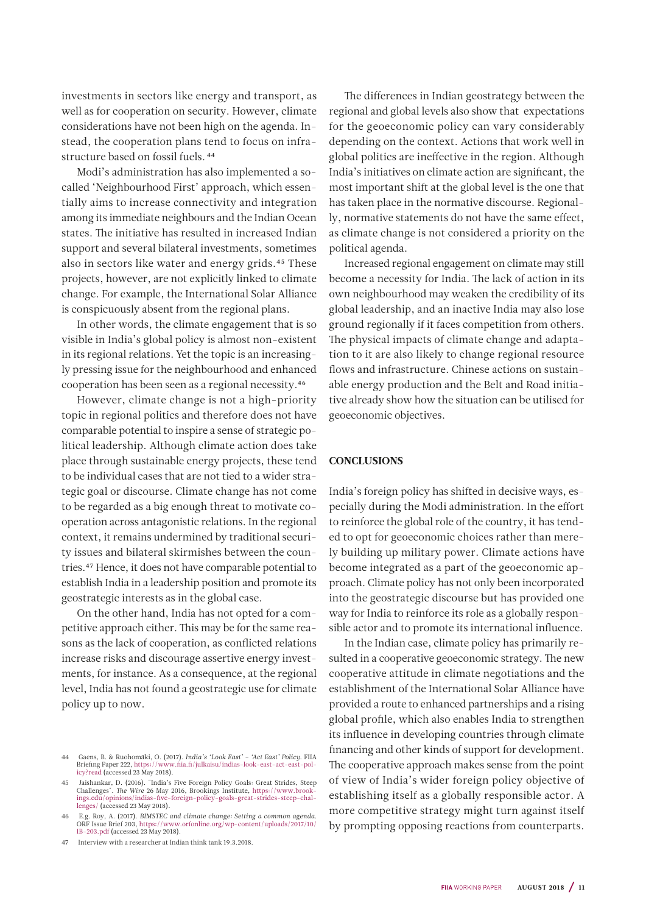investments in sectors like energy and transport, as well as for cooperation on security. However, climate considerations have not been high on the agenda. Instead, the cooperation plans tend to focus on infrastructure based on fossil fuels.[44]

Modi's administration has also implemented a so-called 'Neighbourhood First' approach, which essentially aims to increase connectivity and integration among its immediate neighbours and the Indian Ocean states. The initiative has resulted in increased Indian support and several bilateral investments, sometimes also in sectors like water and energy grids.[45] These projects, however, are not explicitly linked to climate change. For example, the International Solar Alliance is conspicuously absent from the regional plans.

In other words, the climate engagement that is so visible in India's global policy is almost non-existent in its regional relations. Yet the topic is an increasingly pressing issue for the neighbourhood and enhanced cooperation has been seen as a regional necessity.[46]

However, climate change is not a high-priority topic in regional politics and therefore does not have comparable potential to inspire a sense of strategic political leadership. Although climate action does take place through sustainable energy projects, these tend to be individual cases that are not tied to a wider strategic goal or discourse. Climate change has not come to be regarded as a big enough threat to motivate cooperation across antagonistic relations. In the regional context, it remains undermined by traditional security issues and bilateral skirmishes between the countries.[47] Hence, it does not have comparable potential to establish India in a leadership position and promote its geostrategic interests as in the global case.

On the other hand, India has not opted for a competitive approach either. This may be for the same reasons as the lack of cooperation, as conflicted relations increase risks and discourage assertive energy investments, for instance. As a consequence, at the regional level, India has not found a geostrategic use for climate policy up to now.

The differences in Indian geostrategy between the regional and global levels also show that expectations for the geoeconomic policy can vary considerably depending on the context. Actions that work well in global politics are ineffective in the region. Although India's initiatives on climate action are significant, the most important shift at the global level is the one that has taken place in the normative discourse. Regionally, normative statements do not have the same effect, as climate change is not considered a priority on the political agenda.

Increased regional engagement on climate may still become a necessity for India. The lack of action in its own neighbourhood may weaken the credibility of its global leadership, and an inactive India may also lose ground regionally if it faces competition from others. The physical impacts of climate change and adaptation to it are also likely to change regional resource flows and infrastructure. Chinese actions on sustainable energy production and the Belt and Road initiative already show how the situation can be utilised for geoeconomic objectives.

## CONCLUSIONS

India's foreign policy has shifted in decisive ways, especially during the Modi administration. In the effort to reinforce the global role of the country, it has tended to opt for geoeconomic choices rather than merely building up military power. Climate actions have become integrated as a part of the geoeconomic approach. Climate policy has not only been incorporated into the geostrategic discourse but has provided one way for India to reinforce its role as a globally responsible actor and to promote its international influence.

In the Indian case, climate policy has primarily resulted in a cooperative geoeconomic strategy. The new cooperative attitude in climate negotiations and the establishment of the International Solar Alliance have provided a route to enhanced partnerships and a rising global profile, which also enables India to strengthen its influence in developing countries through climate financing and other kinds of support for development. The cooperative approach makes sense from the point of view of India's wider foreign policy objective of establishing itself as a globally responsible actor. A more competitive strategy might turn against itself by prompting opposing reactions from counterparts.

---

44 Gaens, B. & Ruohomäki, O. (2017). *India's 'Look East' – 'Act East' Policy.* FIIA Briefing Paper 222, https://www.fiia.fi/julkaisu/indias-look-east-act-east-policy?read (accessed 23 May 2018).

45 Jaishankar, D. (2016). "India's Five Foreign Policy Goals: Great Strides, Steep Challenges". *The Wire* 26 May 2016, Brookings Institute, https://www.brookings.edu/opinions/indias-five-foreign-policy-goals-great-strides-steep-challenges/ (accessed 23 May 2018).

46 E.g. Roy, A. (2017). *BIMSTEC and climate change: Setting a common agenda.* ORF Issue Brief 203, https://www.orfonline.org/wp-content/uploads/2017/10/IB-203.pdf (accessed 23 May 2018).

47 Interview with a researcher at Indian think tank 19.3.2018.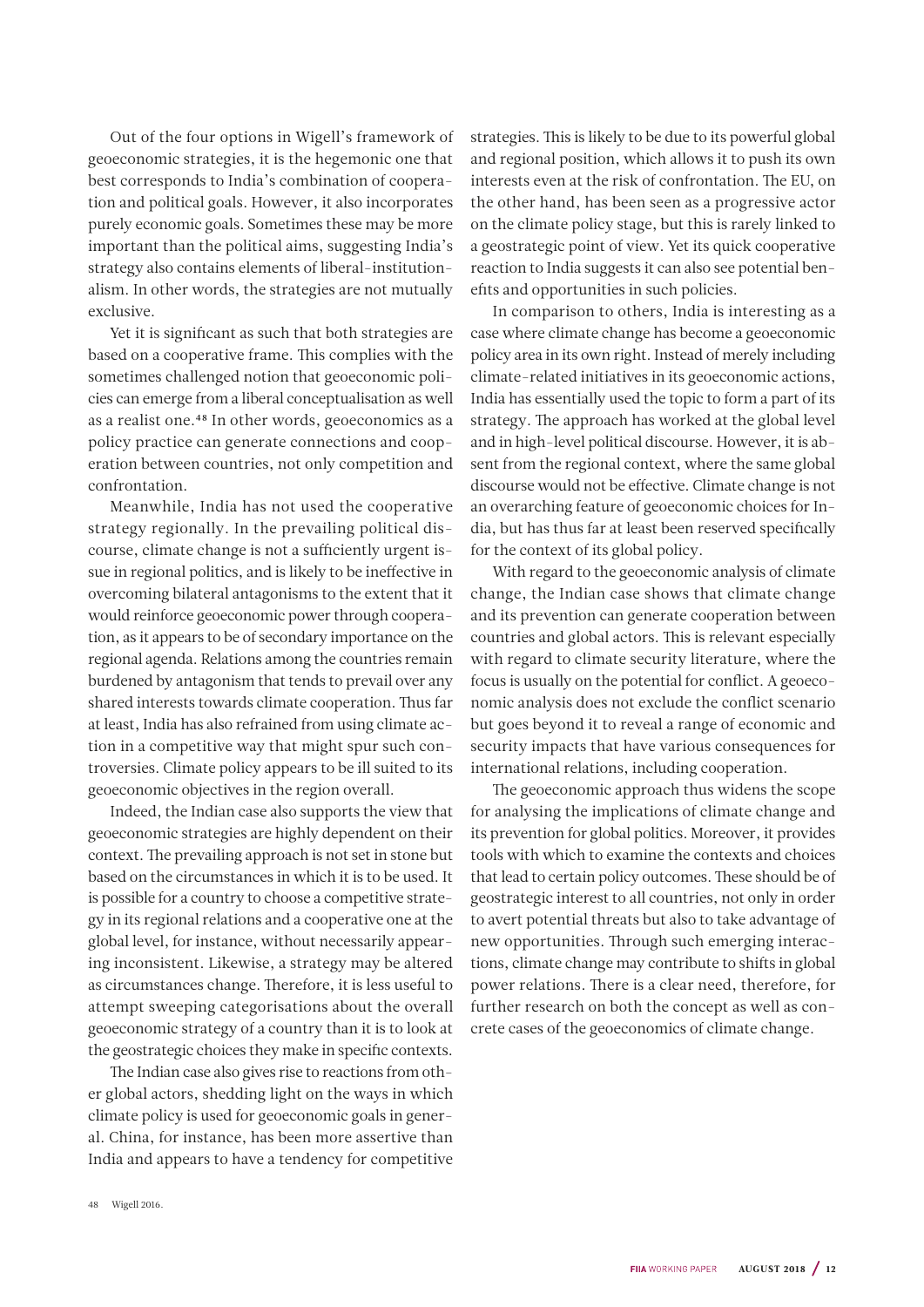Out of the four options in Wigell's framework of geoeconomic strategies, it is the hegemonic one that best corresponds to India's combination of cooperation and political goals. However, it also incorporates purely economic goals. Sometimes these may be more important than the political aims, suggesting India's strategy also contains elements of liberal-institutionalism. In other words, the strategies are not mutually exclusive.

Yet it is significant as such that both strategies are based on a cooperative frame. This complies with the sometimes challenged notion that geoeconomic policies can emerge from a liberal conceptualisation as well as a realist one.[48] In other words, geoeconomics as a policy practice can generate connections and cooperation between countries, not only competition and confrontation.

Meanwhile, India has not used the cooperative strategy regionally. In the prevailing political discourse, climate change is not a sufficiently urgent issue in regional politics, and is likely to be ineffective in overcoming bilateral antagonisms to the extent that it would reinforce geoeconomic power through cooperation, as it appears to be of secondary importance on the regional agenda. Relations among the countries remain burdened by antagonism that tends to prevail over any shared interests towards climate cooperation. Thus far at least, India has also refrained from using climate action in a competitive way that might spur such controversies. Climate policy appears to be ill suited to its geoeconomic objectives in the region overall.

Indeed, the Indian case also supports the view that geoeconomic strategies are highly dependent on their context. The prevailing approach is not set in stone but based on the circumstances in which it is to be used. It is possible for a country to choose a competitive strategy in its regional relations and a cooperative one at the global level, for instance, without necessarily appearing inconsistent. Likewise, a strategy may be altered as circumstances change. Therefore, it is less useful to attempt sweeping categorisations about the overall geoeconomic strategy of a country than it is to look at the geostrategic choices they make in specific contexts.

The Indian case also gives rise to reactions from other global actors, shedding light on the ways in which climate policy is used for geoeconomic goals in general. China, for instance, has been more assertive than India and appears to have a tendency for competitive strategies. This is likely to be due to its powerful global and regional position, which allows it to push its own interests even at the risk of confrontation. The EU, on the other hand, has been seen as a progressive actor on the climate policy stage, but this is rarely linked to a geostrategic point of view. Yet its quick cooperative reaction to India suggests it can also see potential benefits and opportunities in such policies.

In comparison to others, India is interesting as a case where climate change has become a geoeconomic policy area in its own right. Instead of merely including climate-related initiatives in its geoeconomic actions, India has essentially used the topic to form a part of its strategy. The approach has worked at the global level and in high-level political discourse. However, it is absent from the regional context, where the same global discourse would not be effective. Climate change is not an overarching feature of geoeconomic choices for India, but has thus far at least been reserved specifically for the context of its global policy.

With regard to the geoeconomic analysis of climate change, the Indian case shows that climate change and its prevention can generate cooperation between countries and global actors. This is relevant especially with regard to climate security literature, where the focus is usually on the potential for conflict. A geoeconomic analysis does not exclude the conflict scenario but goes beyond it to reveal a range of economic and security impacts that have various consequences for international relations, including cooperation.

The geoeconomic approach thus widens the scope for analysing the implications of climate change and its prevention for global politics. Moreover, it provides tools with which to examine the contexts and choices that lead to certain policy outcomes. These should be of geostrategic interest to all countries, not only in order to avert potential threats but also to take advantage of new opportunities. Through such emerging interactions, climate change may contribute to shifts in global power relations. There is a clear need, therefore, for further research on both the concept as well as concrete cases of the geoeconomics of climate change.

48 Wigell 2016.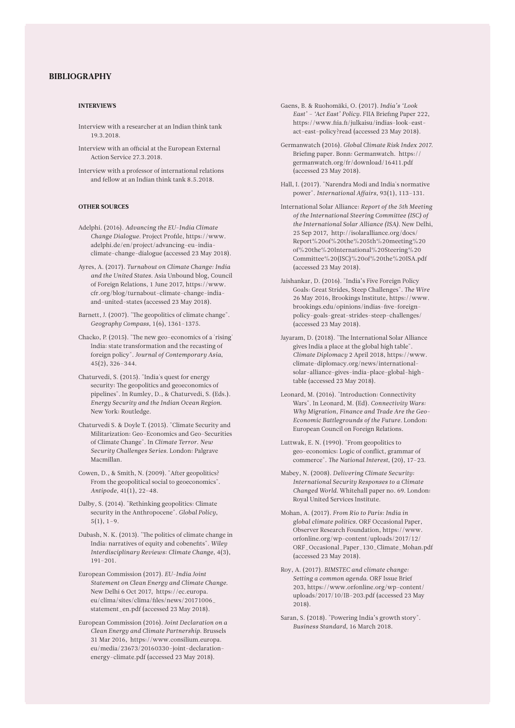## BIBLIOGRAPHY

### INTERVIEWS

Interview with a researcher at an Indian think tank 19.3.2018.

Interview with an official at the European External Action Service 27.3.2018.

Interview with a professor of international relations and fellow at an Indian think tank 8.5.2018.

### OTHER SOURCES

Adelphi. (2016). *Advancing the EU-India Climate Change Dialogue*. Project Profile, https://www.adelphi.de/en/project/advancing-eu-india-climate-change-dialogue (accessed 23 May 2018).

Ayres, A. (2017). *Turnabout on Climate Change: India and the United States*. Asia Unbound blog, Council of Foreign Relations, 1 June 2017, https://www.cfr.org/blog/turnabout-climate-change-india-and-united-states (accessed 23 May 2018).

Barnett, J. (2007). "The geopolitics of climate change". *Geography Compass*, 1(6), 1361–1375.

Chacko, P. (2015). "The new geo-economics of a 'rising' India: state transformation and the recasting of foreign policy". *Journal of Contemporary Asia*, 45(2), 326–344.

Chaturvedi, S. (2015). "India's quest for energy security: The geopolitics and geoeconomics of pipelines". In Rumley, D., & Chaturvedi, S. (Eds.). *Energy Security and the Indian Ocean Region*. New York: Routledge.

Chaturvedi S. & Doyle T. (2015). "Climate Security and Militarization: Geo-Economics and Geo-Securities of Climate Change". In *Climate Terror. New Security Challenges Series*. London: Palgrave Macmillan.

Cowen, D., & Smith, N. (2009). "After geopolitics? From the geopolitical social to geoeconomics". *Antipode*, 41(1), 22–48.

Dalby, S. (2014). "Rethinking geopolitics: Climate security in the Anthropocene". *Global Policy*, 5(1), 1–9.

Dubash, N. K. (2013). "The politics of climate change in India: narratives of equity and cobenefits". *Wiley Interdisciplinary Reviews: Climate Change*, 4(3), 191–201.

European Commission (2017). *EU-India Joint Statement on Clean Energy and Climate Change*. New Delhi 6 Oct 2017, https://ec.europa.eu/clima/sites/clima/files/news/20171006_statement_en.pdf (accessed 23 May 2018).

European Commission (2016). *Joint Declaration on a Clean Energy and Climate Partnership*. Brussels 31 Mar 2016, https://www.consilium.europa.eu/media/23673/20160330-joint-declaration-energy-climate.pdf (accessed 23 May 2018).

Gaens, B. & Ruohomäki, O. (2017). *India's 'Look East' – 'Act East' Policy*. FIIA Briefing Paper 222, https://www.fiia.fi/julkaisu/indias-look-east-act-east-policy?read (accessed 23 May 2018).

Germanwatch (2016). *Global Climate Risk Index 2017*. Briefing paper. Bonn: Germanwatch. https://germanwatch.org/fr/download/16411.pdf (accessed 23 May 2018).

Hall, I. (2017). "Narendra Modi and India's normative power". *International Affairs*, 93(1), 113–131.

International Solar Alliance: *Report of the 5th Meeting of the International Steering Committee (ISC) of the International Solar Alliance (ISA)*. New Delhi, 25 Sep 2017, http://isolaralliance.org/docs/Report%20of%20the%205th%20meeting%20of%20the%20International%20Steering%20Committee%20(ISC)%20of%20the%20ISA.pdf (accessed 23 May 2018).

Jaishankar, D. (2016). "India's Five Foreign Policy Goals: Great Strides, Steep Challenges". *The Wire* 26 May 2016, Brookings Institute, https://www.brookings.edu/opinions/indias-five-foreign-policy-goals-great-strides-steep-challenges/ (accessed 23 May 2018).

Jayaram, D. (2018). "The International Solar Alliance gives India a place at the global high table". *Climate Diplomacy* 2 April 2018, https://www.climate-diplomacy.org/news/international-solar-alliance-gives-india-place-global-high-table (accessed 23 May 2018).

Leonard, M. (2016). "Introduction: Connectivity Wars". In Leonard, M. (Ed). *Connectivity Wars: Why Migration, Finance and Trade Are the Geo-Economic Battlegrounds of the Future*. London: European Council on Foreign Relations.

Luttwak, E. N. (1990). "From geopolitics to geo-economics: Logic of conflict, grammar of commerce". *The National Interest*, (20), 17–23.

Mabey, N. (2008). *Delivering Climate Security: International Security Responses to a Climate Changed World*. Whitehall paper no. 69. London: Royal United Services Institute.

Mohan, A. (2017). *From Rio to Paris: India in global climate politics*. ORF Occasional Paper, Observer Research Foundation, https://www.orfonline.org/wp-content/uploads/2017/12/ORF_Occasional_Paper_130_Climate_Mohan.pdf (accessed 23 May 2018).

Roy, A. (2017). *BIMSTEC and climate change: Setting a common agenda*. ORF Issue Brief 203, https://www.orfonline.org/wp-content/uploads/2017/10/IB-203.pdf (accessed 23 May 2018).

Saran, S. (2018). "Powering India's growth story". *Business Standard*, 16 March 2018.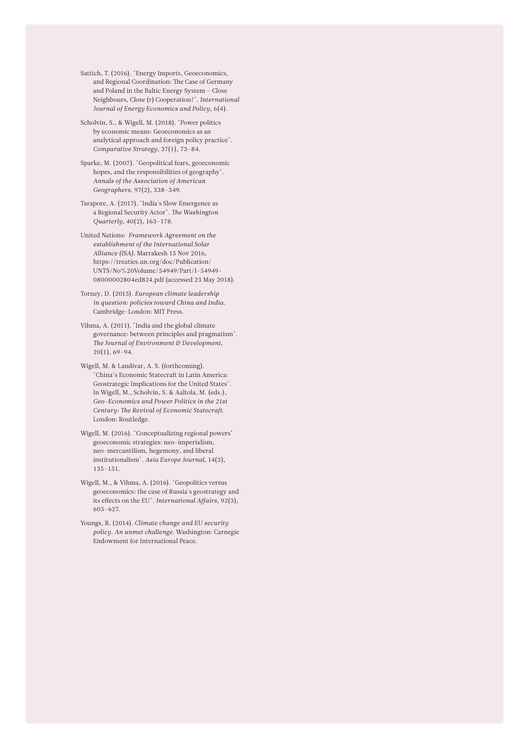Sattich, T. (2016). "Energy Imports, Geoeconomics, and Regional Coordination: The Case of Germany and Poland in the Baltic Energy System – Close Neighbours, Close (r) Cooperation?". *International Journal of Energy Economics and Policy*, 6(4).

Scholvin, S., & Wigell, M. (2018). "Power politics by economic means: Geoeconomics as an analytical approach and foreign policy practice". *Comparative Strategy*, 37(1), 73–84.

Sparke, M. (2007). "Geopolitical fears, geoeconomic hopes, and the responsibilities of geography". *Annals of the Association of American Geographers*, 97(2), 338–349.

Tarapore, A. (2017). "India's Slow Emergence as a Regional Security Actor". *The Washington Quarterly*, 40(2), 163–178.

United Nations: *Framework Agreement on the establishment of the International Solar Alliance (ISA)*. Marrakesh 15 Nov 2016, https://treaties.un.org/doc/Publication/UNTS/No%20Volume/54949/Part/I-54949-08000002804ed824.pdf (accessed 23 May 2018).

Torney, D. (2015). *European climate leadership in question: policies toward China and India.* Cambridge–London: MIT Press.

Vihma, A. (2011). "India and the global climate governance: between principles and pragmatism". *The Journal of Environment & Development*, 20(1), 69–94.

Wigell, M. & Landivar, A. S. (forthcoming). "China's Economic Statecraft in Latin America: Geostrategic Implications for the United States". In Wigell, M., Scholvin, S. & Aaltola, M. (eds.), *Geo-Economics and Power Politics in the 21st Century: The Revival of Economic Statecraft.* London: Routledge.

Wigell, M. (2016). "Conceptualizing regional powers' geoeconomic strategies: neo-imperialism, neo-mercantilism, hegemony, and liberal institutionalism". *Asia Europe Journal*, 14(2), 135–151.

Wigell, M., & Vihma, A. (2016). "Geopolitics versus geoeconomics: the case of Russia's geostrategy and its effects on the EU". *International Affairs*, 92(3), 605–627.

Youngs, R. (2014). *Climate change and EU security policy. An unmet challenge.* Washington: Carnegie Endowment for International Peace.